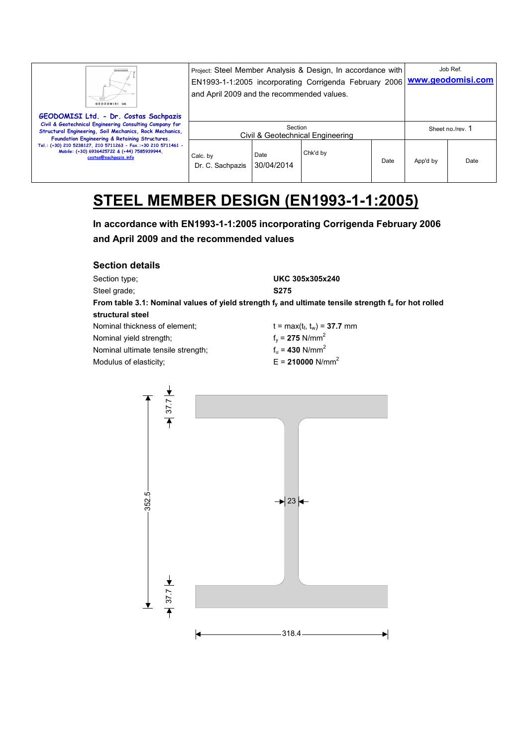| GEODOMISI Ltd. - Dr. Costas Sachpazis<br>Civil & Geotechnical Engineering Consulting Company for Structural Engineering, Soil Mechanics, Rock Mechanics, Foundation Engineering & Retaining Structures.<br>Tel.: (+30) 210 5238127, 210 5711263 - Fax.:+30 210 5711461 - Mobile: (+30) 6936425722 & (+44) 7585939944, costas@sachpazis.info | Project: Steel Member Analysis & Design, In accordance with EN1993-1-1:2005 incorporating Corrigenda February 2006 and April 2009 and the recommended values. | | | Job Ref.<br>www.geodomisi.com | |
|---|---|---|---|---|---|
| | Section<br>Civil & Geotechnical Engineering | | | Sheet no./rev. 1 | |
| | Calc. by<br>Dr. C. Sachpazis | Date<br>30/04/2014 | Chk'd by | Date | App'd by | Date |

# STEEL MEMBER DESIGN (EN1993-1-1:2005)

**In accordance with EN1993-1-1:2005 incorporating Corrigenda February 2006 and April 2009 and the recommended values**

## Section details

Section type; **UKC 305x305x240**

Steel grade; **S275**

**From table 3.1: Nominal values of yield strength $f_y$ and ultimate tensile strength $f_u$ for hot rolled structural steel**

Nominal thickness of element; $t = \max(t_f, t_w) =$ **37.7** mm

Nominal yield strength; $f_y =$ **275** N/mm$^2$

Nominal ultimate tensile strength; $f_u =$ **430** N/mm$^2$

Modulus of elasticity; $E =$ **210000** N/mm$^2$

37.7

352.5

23

37.7

318.4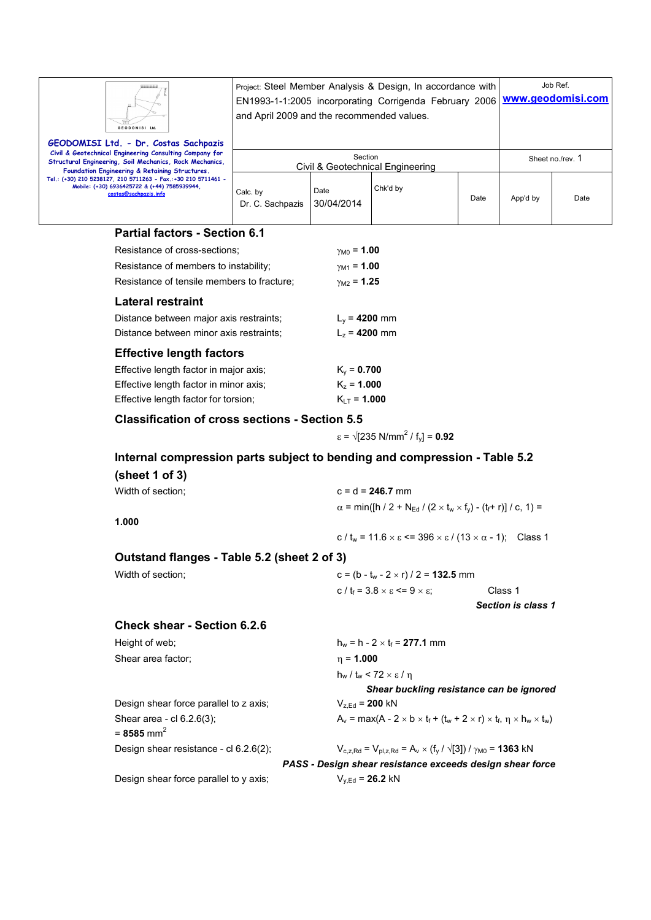## Partial factors - Section 6.1

Resistance of cross-sections; $\gamma_{M0}$ = **1.00**

Resistance of members to instability; $\gamma_{M1}$ = **1.00**

Resistance of tensile members to fracture; $\gamma_{M2}$ = **1.25**

## Lateral restraint

Distance between major axis restraints; $L_y$ = **4200** mm

Distance between minor axis restraints; $L_z$ = **4200** mm

## Effective length factors

Effective length factor in major axis; $K_y$ = **0.700**

Effective length factor in minor axis; $K_z$ = **1.000**

Effective length factor for torsion; $K_{LT}$ = **1.000**

## Classification of cross sections - Section 5.5

$\varepsilon = \sqrt{[235 \text{ N/mm}^2 / f_y]}$ = **0.92**

## Internal compression parts subject to bending and compression - Table 5.2 (sheet 1 of 3)

Width of section; c = d = **246.7** mm

$\alpha = \min([h / 2 + N_{Ed} / (2 \times t_w \times f_y) - (t_f + r)] / c, 1)$ =

**1.000**

$c / t_w = 11.6 \times \varepsilon \le 396 \times \varepsilon / (13 \times \alpha - 1)$; Class 1

## Outstand flanges - Table 5.2 (sheet 2 of 3)

Width of section; $c = (b - t_w - 2 \times r) / 2$ = **132.5** mm

$c / t_f = 3.8 \times \varepsilon \le 9 \times \varepsilon$; Class 1

***Section is class 1***

## Check shear - Section 6.2.6

Height of web; $h_w = h - 2 \times t_f$ = **277.1** mm

Shear area factor; $\eta$ = **1.000**

$h_w / t_w < 72 \times \varepsilon / \eta$

***Shear buckling resistance can be ignored***

Design shear force parallel to z axis; $V_{z,Ed}$ = **200** kN

Shear area - cl 6.2.6(3); $A_v = \max(A - 2 \times b \times t_f + (t_w + 2 \times r) \times t_f, \eta \times h_w \times t_w)$

= **8585** mm$^2$

Design shear resistance - cl 6.2.6(2); $V_{c,z,Rd} = V_{pl,z,Rd} = A_v \times (f_y / \sqrt{[3]}) / \gamma_{M0}$ = **1363** kN

***PASS - Design shear resistance exceeds design shear force***

Design shear force parallel to y axis; $V_{y,Ed}$ = **26.2** kN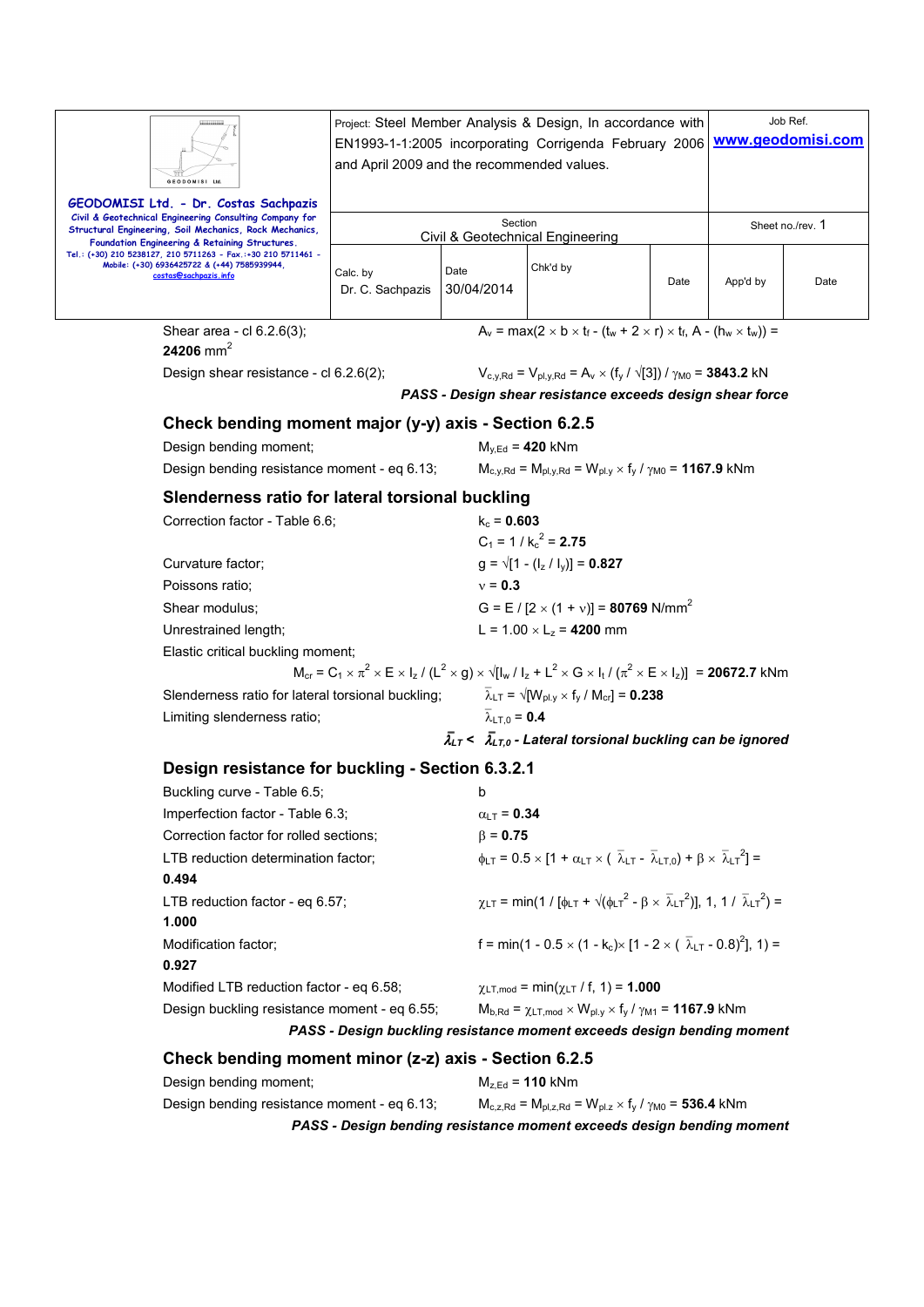Shear area - cl 6.2.6(3); $A_v = \max(2 \times b \times t_f - (t_w + 2 \times r) \times t_f, A - (h_w \times t_w)) =$ **24206** mm$^2$

Design shear resistance - cl 6.2.6(2); $V_{c,y,Rd} = V_{pl,y,Rd} = A_v \times (f_y / \sqrt{[3]}) / \gamma_{M0} =$ **3843.2** kN

***PASS - Design shear resistance exceeds design shear force***

## Check bending moment major (y-y) axis - Section 6.2.5

Design bending moment; $M_{y,Ed} =$ **420** kNm

Design bending resistance moment - eq 6.13; $M_{c,y,Rd} = M_{pl,y,Rd} = W_{pl.y} \times f_y / \gamma_{M0} =$ **1167.9** kNm

## Slenderness ratio for lateral torsional buckling

Correction factor - Table 6.6; $k_c =$ **0.603**

$C_1 = 1 / k_c^2 =$ **2.75**

Curvature factor; $g = \sqrt{[1 - (I_z / I_y)]} =$ **0.827**

Poissons ratio; $\nu =$ **0.3**

Shear modulus; $G = E / [2 \times (1 + \nu)] =$ **80769** N/mm$^2$

Unrestrained length; $L = 1.00 \times L_z =$ **4200** mm

Elastic critical buckling moment;

$$M_{cr} = C_1 \times \pi^2 \times E \times I_z / (L^2 \times g) \times \sqrt{[I_w / I_z + L^2 \times G \times I_t / (\pi^2 \times E \times I_z)]} = \textbf{20672.7} \text{ kNm}$$

Slenderness ratio for lateral torsional buckling; $\bar{\lambda}_{LT} = \sqrt{[W_{pl.y} \times f_y / M_{cr}]} =$ **0.238**

Limiting slenderness ratio; $\bar{\lambda}_{LT,0} =$ **0.4**

***$\bar{\lambda}_{LT} < \bar{\lambda}_{LT,0}$ - Lateral torsional buckling can be ignored***

## Design resistance for buckling - Section 6.3.2.1

Buckling curve - Table 6.5; b

Imperfection factor - Table 6.3; $\alpha_{LT} =$ **0.34**

Correction factor for rolled sections; $\beta =$ **0.75**

LTB reduction determination factor; $\phi_{LT} = 0.5 \times [1 + \alpha_{LT} \times (\bar{\lambda}_{LT} - \bar{\lambda}_{LT,0}) + \beta \times \bar{\lambda}_{LT}^2] =$ **0.494**

LTB reduction factor - eq 6.57; $\chi_{LT} = \min(1 / [\phi_{LT} + \sqrt{(\phi_{LT}^2 - \beta \times \bar{\lambda}_{LT}^2)}], 1, 1 / \bar{\lambda}_{LT}^2) =$ **1.000**

Modification factor; $f = \min(1 - 0.5 \times (1 - k_c) \times [1 - 2 \times (\bar{\lambda}_{LT} - 0.8)^2], 1) =$ **0.927**

Modified LTB reduction factor - eq 6.58; $\chi_{LT,mod} = \min(\chi_{LT} / f, 1) =$ **1.000**

Design buckling resistance moment - eq 6.55; $M_{b,Rd} = \chi_{LT,mod} \times W_{pl.y} \times f_y / \gamma_{M1} =$ **1167.9** kNm

***PASS - Design buckling resistance moment exceeds design bending moment***

## Check bending moment minor (z-z) axis - Section 6.2.5

Design bending moment; $M_{z,Ed} =$ **110** kNm

Design bending resistance moment - eq 6.13; $M_{c,z,Rd} = M_{pl,z,Rd} = W_{pl.z} \times f_y / \gamma_{M0} =$ **536.4** kNm

***PASS - Design bending resistance moment exceeds design bending moment***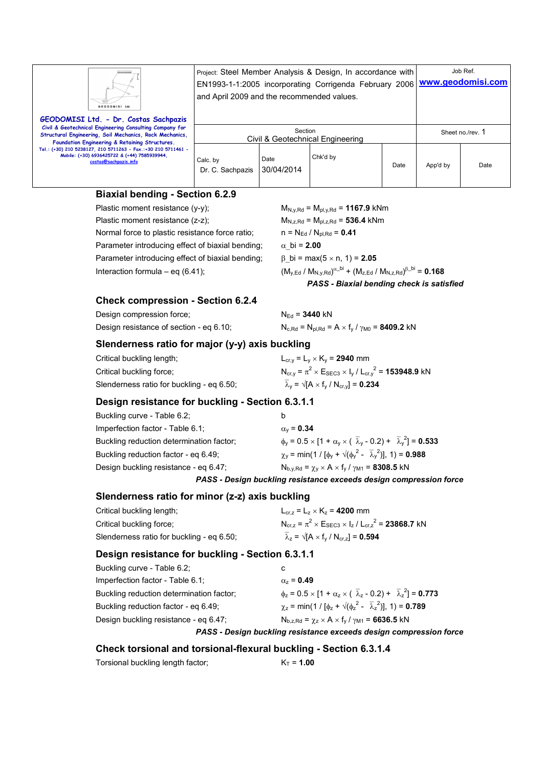## Biaxial bending - Section 6.2.9

Plastic moment resistance (y-y); $M_{N,y,Rd} = M_{pl,y,Rd} = \mathbf{1167.9}$ kNm

Plastic moment resistance (z-z); $M_{N,z,Rd} = M_{pl,z,Rd} = \mathbf{536.4}$ kNm

Normal force to plastic resistance force ratio; $n = N_{Ed} / N_{pl,Rd} = \mathbf{0.41}$

Parameter introducing effect of biaxial bending; $\alpha\_bi = \mathbf{2.00}$

Parameter introducing effect of biaxial bending; $\beta\_bi = \max(5 \times n, 1) = \mathbf{2.05}$

Interaction formula – eq (6.41); $(M_{y,Ed} / M_{N,y,Rd})^{\alpha\_bi} + (M_{z,Ed} / M_{N,z,Rd})^{\beta\_bi} = \mathbf{0.168}$

***PASS - Biaxial bending check is satisfied***

## Check compression - Section 6.2.4

Design compression force; $N_{Ed} = \mathbf{3440}$ kN

Design resistance of section - eq 6.10; $N_{c,Rd} = N_{pl,Rd} = A \times f_y / \gamma_{M0} = \mathbf{8409.2}$ kN

## Slenderness ratio for major (y-y) axis buckling

Critical buckling length; $L_{cr,y} = L_y \times K_y = \mathbf{2940}$ mm

Critical buckling force; $N_{cr,y} = \pi^2 \times E_{SEC3} \times I_y / L_{cr,y}^2 = \mathbf{153948.9}$ kN

Slenderness ratio for buckling - eq 6.50; $\bar{\lambda}_y = \sqrt{[A \times f_y / N_{cr,y}]} = \mathbf{0.234}$

## Design resistance for buckling - Section 6.3.1.1

Buckling curve - Table 6.2; b

Imperfection factor - Table 6.1; $\alpha_y = \mathbf{0.34}$

Buckling reduction determination factor; $\phi_y = 0.5 \times [1 + \alpha_y \times (\bar{\lambda}_y - 0.2) + \bar{\lambda}_y^2] = \mathbf{0.533}$

Buckling reduction factor - eq 6.49; $\chi_y = \min(1 / [\phi_y + \sqrt{(\phi_y^2 - \bar{\lambda}_y^2)}], 1) = \mathbf{0.988}$

Design buckling resistance - eq 6.47; $N_{b,y,Rd} = \chi_y \times A \times f_y / \gamma_{M1} = \mathbf{8308.5}$ kN

***PASS - Design buckling resistance exceeds design compression force***

## Slenderness ratio for minor (z-z) axis buckling

Critical buckling length; $L_{cr,z} = L_z \times K_z = \mathbf{4200}$ mm

Critical buckling force; $N_{cr,z} = \pi^2 \times E_{SEC3} \times I_z / L_{cr,z}^2 = \mathbf{23868.7}$ kN

Slenderness ratio for buckling - eq 6.50; $\bar{\lambda}_z = \sqrt{[A \times f_y / N_{cr,z}]} = \mathbf{0.594}$

## Design resistance for buckling - Section 6.3.1.1

Buckling curve - Table 6.2; c

Imperfection factor - Table 6.1; $\alpha_z = \mathbf{0.49}$

Buckling reduction determination factor; $\phi_z = 0.5 \times [1 + \alpha_z \times (\bar{\lambda}_z - 0.2) + \bar{\lambda}_z^2] = \mathbf{0.773}$

Buckling reduction factor - eq 6.49; $\chi_z = \min(1 / [\phi_z + \sqrt{(\phi_z^2 - \bar{\lambda}_z^2)}], 1) = \mathbf{0.789}$

Design buckling resistance - eq 6.47; $N_{b,z,Rd} = \chi_z \times A \times f_y / \gamma_{M1} = \mathbf{6636.5}$ kN

***PASS - Design buckling resistance exceeds design compression force***

## Check torsional and torsional-flexural buckling - Section 6.3.1.4

Torsional buckling length factor; $K_T = \mathbf{1.00}$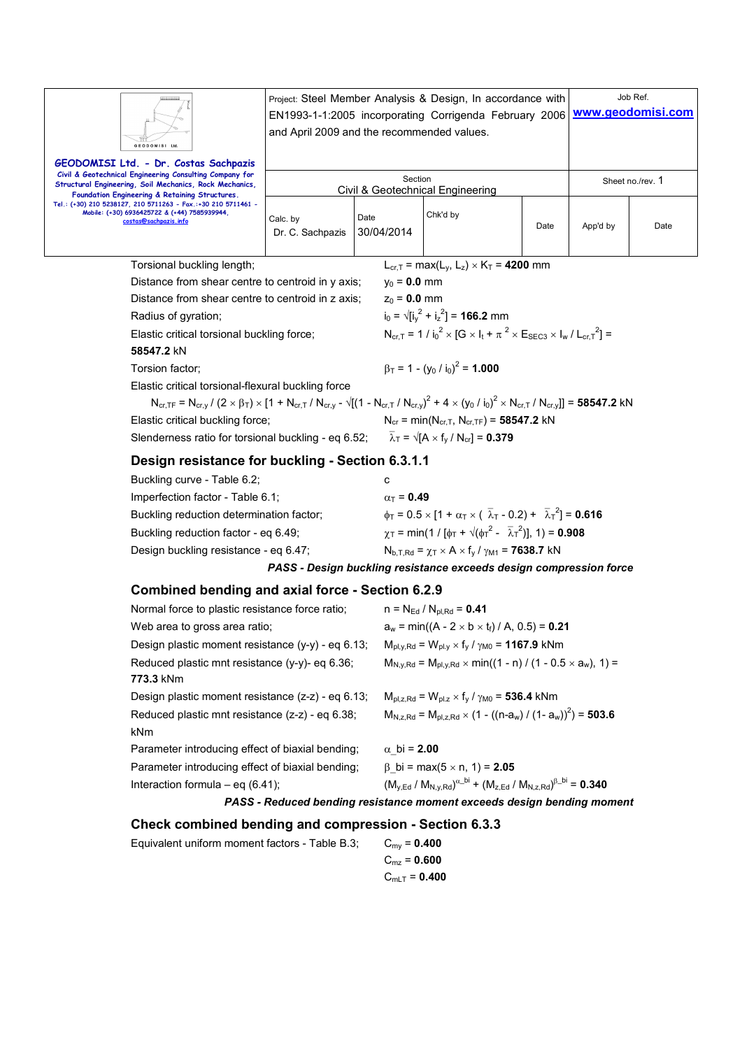Torsional buckling length; $L_{cr,T} = \max(L_y, L_z) \times K_T =$ **4200** mm

Distance from shear centre to centroid in y axis; $y_0 =$ **0.0** mm

Distance from shear centre to centroid in z axis; $z_0 =$ **0.0** mm

Radius of gyration; $i_0 = \sqrt{[i_y^2 + i_z^2]} =$ **166.2** mm

Elastic critical torsional buckling force; $N_{cr,T} = 1 / i_0^2 \times [G \times I_t + \pi^2 \times E_{SEC3} \times I_w / L_{cr,T}^2] =$ **58547.2** kN

Torsion factor; $\beta_T = 1 - (y_0 / i_0)^2 =$ **1.000**

Elastic critical torsional-flexural buckling force

$$N_{cr,TF} = N_{cr,y} / (2 \times \beta_T) \times [1 + N_{cr,T} / N_{cr,y} - \sqrt{[(1 - N_{cr,T} / N_{cr,y})^2 + 4 \times (y_0 / i_0)^2 \times N_{cr,T} / N_{cr,y}]}] = \mathbf{58547.2}\ \text{kN}$$

Elastic critical buckling force; $N_{cr} = \min(N_{cr,T}, N_{cr,TF}) =$ **58547.2** kN

Slenderness ratio for torsional buckling - eq 6.52; $\bar{\lambda}_T = \sqrt{[A \times f_y / N_{cr}]} =$ **0.379**

## Design resistance for buckling - Section 6.3.1.1

Buckling curve - Table 6.2; c

Imperfection factor - Table 6.1; $\alpha_T =$ **0.49**

Buckling reduction determination factor; $\phi_T = 0.5 \times [1 + \alpha_T \times (\bar{\lambda}_T - 0.2) + \bar{\lambda}_T^2] =$ **0.616**

Buckling reduction factor - eq 6.49; $\chi_T = \min(1 / [\phi_T + \sqrt{(\phi_T^2 - \bar{\lambda}_T^2)}], 1) =$ **0.908**

Design buckling resistance - eq 6.47; $N_{b,T,Rd} = \chi_T \times A \times f_y / \gamma_{M1} =$ **7638.7** kN

***PASS - Design buckling resistance exceeds design compression force***

## Combined bending and axial force - Section 6.2.9

Normal force to plastic resistance force ratio; $n = N_{Ed} / N_{pl,Rd} =$ **0.41**

Web area to gross area ratio; $a_w = \min((A - 2 \times b \times t_f) / A, 0.5) =$ **0.21**

Design plastic moment resistance (y-y) - eq 6.13; $M_{pl,y,Rd} = W_{pl,y} \times f_y / \gamma_{M0} =$ **1167.9** kNm

Reduced plastic mnt resistance (y-y)- eq 6.36; $M_{N,y,Rd} = M_{pl,y,Rd} \times \min((1 - n) / (1 - 0.5 \times a_w), 1) =$ **773.3** kNm

Design plastic moment resistance (z-z) - eq 6.13; $M_{pl,z,Rd} = W_{pl,z} \times f_y / \gamma_{M0} =$ **536.4** kNm

Reduced plastic mnt resistance (z-z) - eq 6.38; $M_{N,z,Rd} = M_{pl,z,Rd} \times (1 - ((n-a_w) / (1- a_w))^2) =$ **503.6** kNm

Parameter introducing effect of biaxial bending; $\alpha\_bi =$ **2.00**

Parameter introducing effect of biaxial bending; $\beta\_bi = \max(5 \times n, 1) =$ **2.05**

Interaction formula – eq (6.41); $(M_{y,Ed} / M_{N,y,Rd})^{\alpha\_bi} + (M_{z,Ed} / M_{N,z,Rd})^{\beta\_bi} =$ **0.340**

***PASS - Reduced bending resistance moment exceeds design bending moment***

## Check combined bending and compression - Section 6.3.3

Equivalent uniform moment factors - Table B.3; $C_{my} =$ **0.400**

$C_{mz} =$ **0.600**

$C_{mLT} =$ **0.400**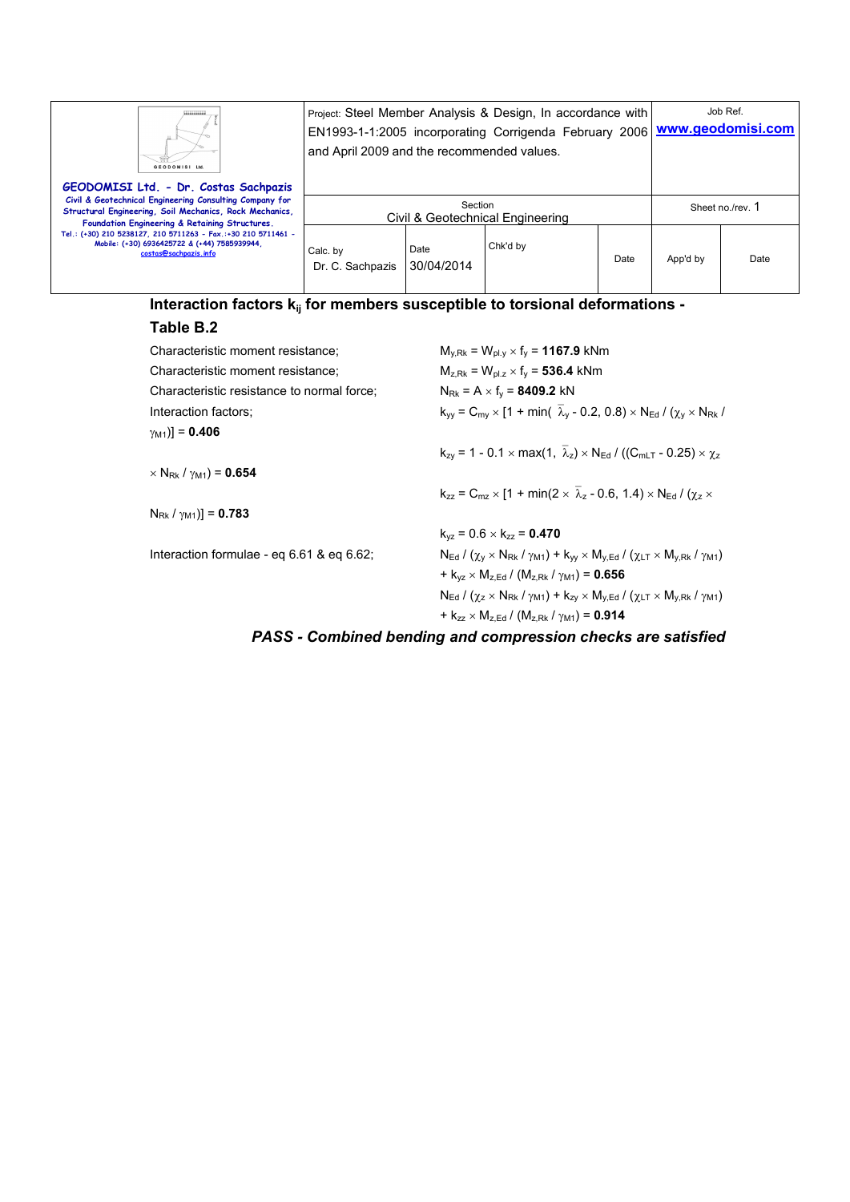## Interaction factors $k_{ij}$ for members susceptible to torsional deformations - Table B.2

Characteristic moment resistance; $M_{y,Rk} = W_{pl.y} \times f_y =$ **1167.9** kNm

Characteristic moment resistance; $M_{z,Rk} = W_{pl.z} \times f_y =$ **536.4** kNm

Characteristic resistance to normal force; $N_{Rk} = A \times f_y =$ **8409.2** kN

Interaction factors; $k_{yy} = C_{my} \times [1 + \min(\bar{\lambda}_y - 0.2, 0.8) \times N_{Ed} / (\chi_y \times N_{Rk} / \gamma_{M1})] =$ **0.406**

$k_{zy} = 1 - 0.1 \times \max(1, \bar{\lambda}_z) \times N_{Ed} / ((C_{mLT} - 0.25) \times \chi_z \times N_{Rk} / \gamma_{M1}) =$ **0.654**

$k_{zz} = C_{mz} \times [1 + \min(2 \times \bar{\lambda}_z - 0.6, 1.4) \times N_{Ed} / (\chi_z \times N_{Rk} / \gamma_{M1})] =$ **0.783**

$k_{yz} = 0.6 \times k_{zz} =$ **0.470**

Interaction formulae - eq 6.61 & eq 6.62; $N_{Ed} / (\chi_y \times N_{Rk} / \gamma_{M1}) + k_{yy} \times M_{y,Ed} / (\chi_{LT} \times M_{y,Rk} / \gamma_{M1}) + k_{yz} \times M_{z,Ed} / (M_{z,Rk} / \gamma_{M1}) =$ **0.656**

$N_{Ed} / (\chi_z \times N_{Rk} / \gamma_{M1}) + k_{zy} \times M_{y,Ed} / (\chi_{LT} \times M_{y,Rk} / \gamma_{M1}) + k_{zz} \times M_{z,Ed} / (M_{z,Rk} / \gamma_{M1}) =$ **0.914**

***PASS - Combined bending and compression checks are satisfied***